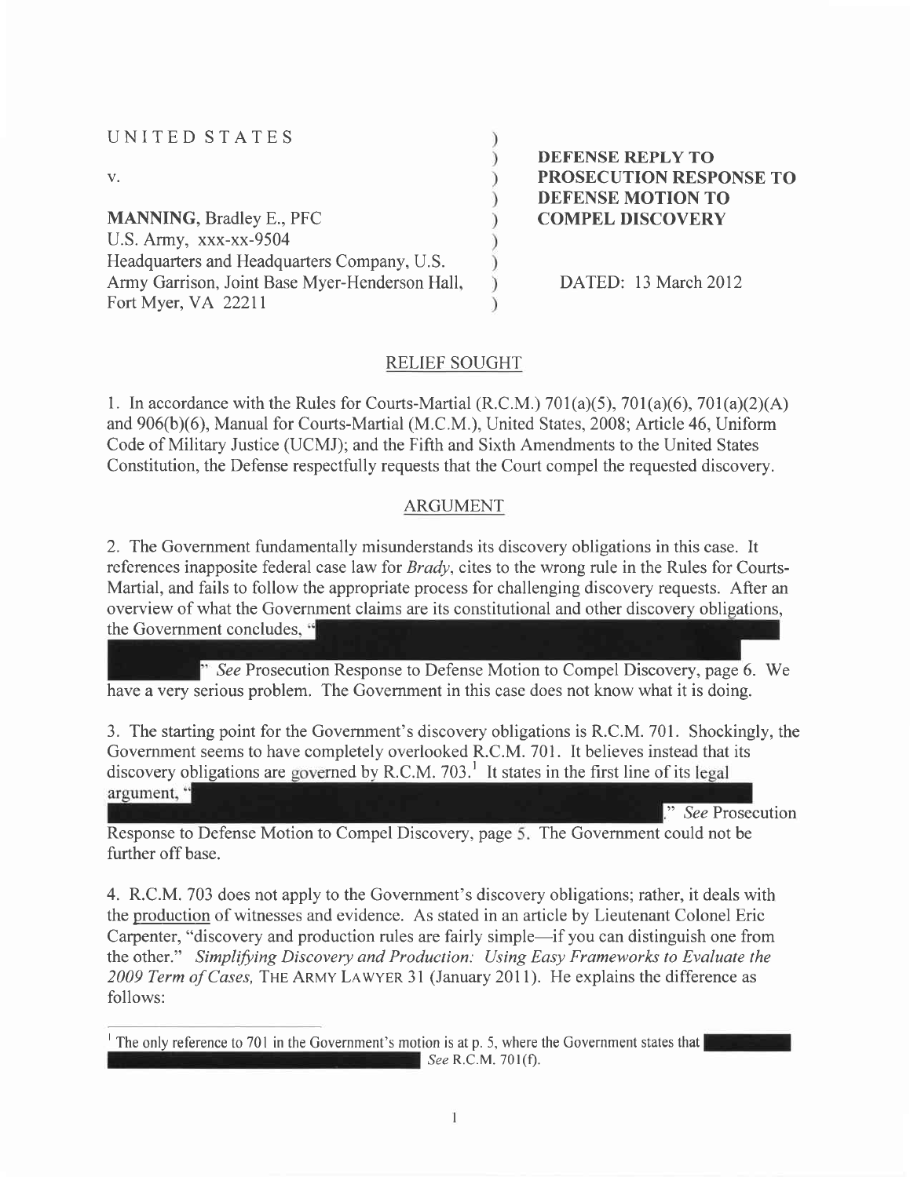UNITED STATES

v.

**MANNING**, Bradley E., PFC
U.S. Army, xxx-xx-9504
Headquarters and Headquarters Company, U.S. Army Garrison, Joint Base Myer-Henderson Hall, Fort Myer, VA 22211

**DEFENSE REPLY TO PROSECUTION RESPONSE TO DEFENSE MOTION TO COMPEL DISCOVERY**

DATED: 13 March 2012

## RELIEF SOUGHT

1. In accordance with the Rules for Courts-Martial (R.C.M.) 701(a)(5), 701(a)(6), 701(a)(2)(A) and 906(b)(6), Manual for Courts-Martial (M.C.M.), United States, 2008; Article 46, Uniform Code of Military Justice (UCMJ); and the Fifth and Sixth Amendments to the United States Constitution, the Defense respectfully requests that the Court compel the requested discovery.

## ARGUMENT

2. The Government fundamentally misunderstands its discovery obligations in this case. It references inapposite federal case law for *Brady*, cites to the wrong rule in the Rules for Courts-Martial, and fails to follow the appropriate process for challenging discovery requests. After an overview of what the Government claims are its constitutional and other discovery obligations, the Government concludes, "[REDACTED]" *See* Prosecution Response to Defense Motion to Compel Discovery, page 6. We have a very serious problem. The Government in this case does not know what it is doing.

3. The starting point for the Government's discovery obligations is R.C.M. 701. Shockingly, the Government seems to have completely overlooked R.C.M. 701. It believes instead that its discovery obligations are governed by R.C.M. 703.[1] It states in the first line of its legal argument, "[REDACTED]." *See* Prosecution Response to Defense Motion to Compel Discovery, page 5. The Government could not be further off base.

4. R.C.M. 703 does not apply to the Government's discovery obligations; rather, it deals with the production of witnesses and evidence. As stated in an article by Lieutenant Colonel Eric Carpenter, "discovery and production rules are fairly simple—if you can distinguish one from the other." *Simplifying Discovery and Production: Using Easy Frameworks to Evaluate the 2009 Term of Cases,* THE ARMY LAWYER 31 (January 2011). He explains the difference as follows:

---

[1] The only reference to 701 in the Government's motion is at p. 5, where the Government states that [REDACTED] *See* R.C.M. 701(f).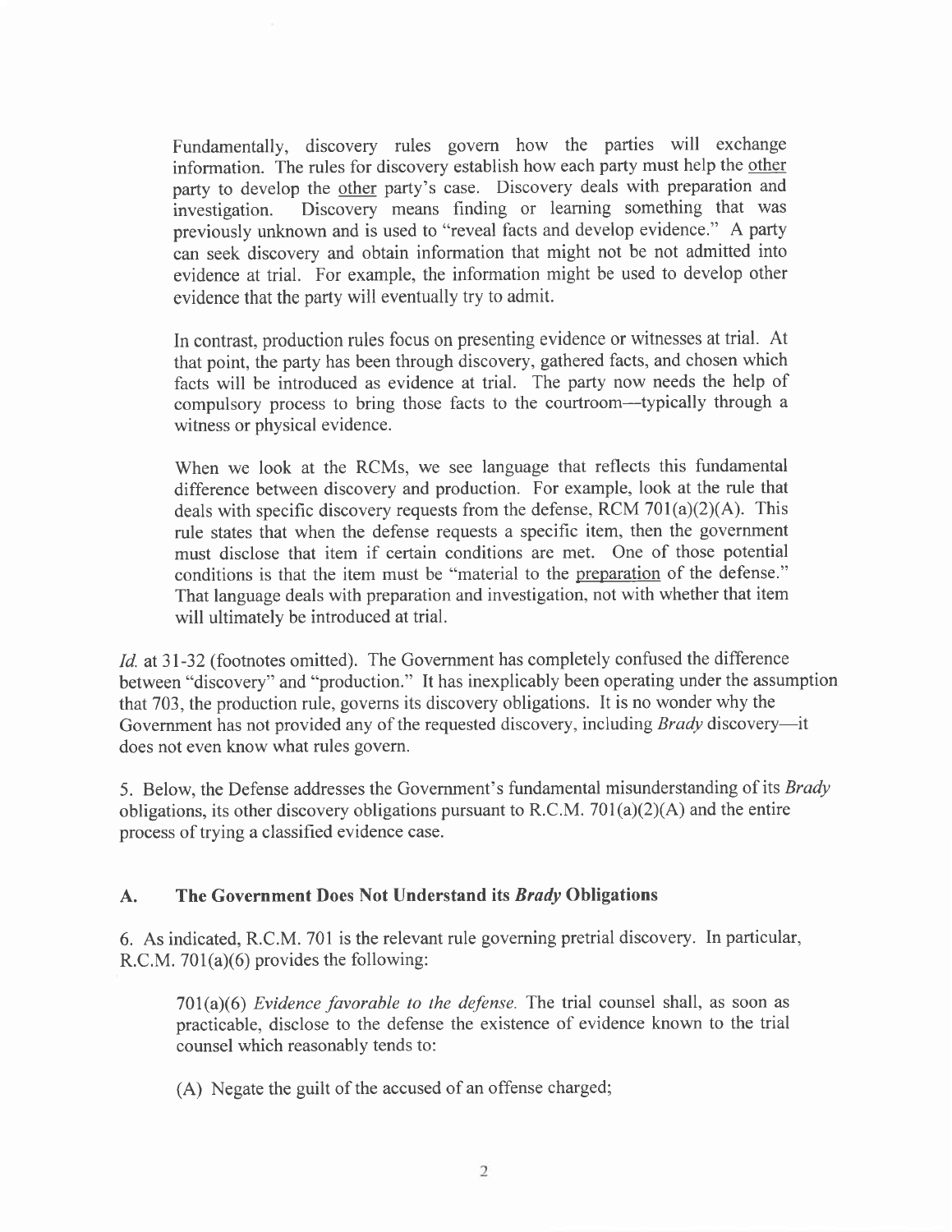> Fundamentally, discovery rules govern how the parties will exchange information. The rules for discovery establish how each party must help the <u>other</u> party to develop the <u>other</u> party's case. Discovery deals with preparation and investigation. Discovery means finding or learning something that was previously unknown and is used to "reveal facts and develop evidence." A party can seek discovery and obtain information that might not be not admitted into evidence at trial. For example, the information might be used to develop other evidence that the party will eventually try to admit.
>
> In contrast, production rules focus on presenting evidence or witnesses at trial. At that point, the party has been through discovery, gathered facts, and chosen which facts will be introduced as evidence at trial. The party now needs the help of compulsory process to bring those facts to the courtroom—typically through a witness or physical evidence.
>
> When we look at the RCMs, we see language that reflects this fundamental difference between discovery and production. For example, look at the rule that deals with specific discovery requests from the defense, RCM 701(a)(2)(A). This rule states that when the defense requests a specific item, then the government must disclose that item if certain conditions are met. One of those potential conditions is that the item must be "material to the <u>preparation</u> of the defense." That language deals with preparation and investigation, not with whether that item will ultimately be introduced at trial.

*Id.* at 31-32 (footnotes omitted). The Government has completely confused the difference between "discovery" and "production." It has inexplicably been operating under the assumption that 703, the production rule, governs its discovery obligations. It is no wonder why the Government has not provided any of the requested discovery, including *Brady* discovery—it does not even know what rules govern.

5. Below, the Defense addresses the Government's fundamental misunderstanding of its *Brady* obligations, its other discovery obligations pursuant to R.C.M. 701(a)(2)(A) and the entire process of trying a classified evidence case.

## A. The Government Does Not Understand its *Brady* Obligations

6. As indicated, R.C.M. 701 is the relevant rule governing pretrial discovery. In particular, R.C.M. 701(a)(6) provides the following:

> 701(a)(6) *Evidence favorable to the defense.* The trial counsel shall, as soon as practicable, disclose to the defense the existence of evidence known to the trial counsel which reasonably tends to:
>
> (A) Negate the guilt of the accused of an offense charged;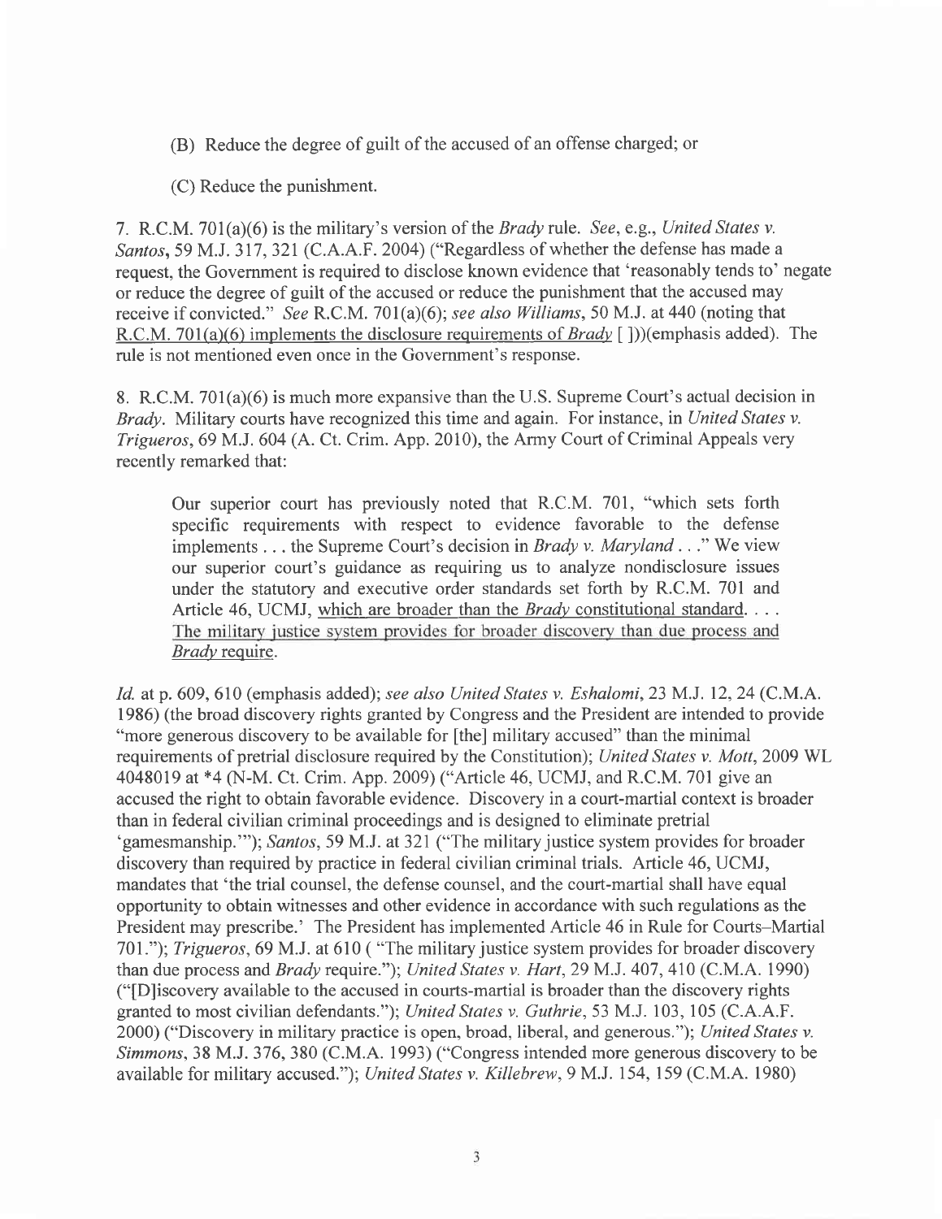(B) Reduce the degree of guilt of the accused of an offense charged; or

(C) Reduce the punishment.

7. R.C.M. 701(a)(6) is the military's version of the *Brady* rule. *See, e.g.*, *United States v. Santos*, 59 M.J. 317, 321 (C.A.A.F. 2004) ("Regardless of whether the defense has made a request, the Government is required to disclose known evidence that 'reasonably tends to' negate or reduce the degree of guilt of the accused or reduce the punishment that the accused may receive if convicted." *See* R.C.M. 701(a)(6); *see also Williams*, 50 M.J. at 440 (noting that R.C.M. 701(a)(6) implements the disclosure requirements of *Brady* [ ]))(emphasis added). The rule is not mentioned even once in the Government's response.

8. R.C.M. 701(a)(6) is much more expansive than the U.S. Supreme Court's actual decision in *Brady*. Military courts have recognized this time and again. For instance, in *United States v. Trigueros*, 69 M.J. 604 (A. Ct. Crim. App. 2010), the Army Court of Criminal Appeals very recently remarked that:

> Our superior court has previously noted that R.C.M. 701, "which sets forth specific requirements with respect to evidence favorable to the defense implements . . . the Supreme Court's decision in *Brady v. Maryland* . . ." We view our superior court's guidance as requiring us to analyze nondisclosure issues under the statutory and executive order standards set forth by R.C.M. 701 and Article 46, UCMJ, which are broader than the *Brady* constitutional standard. . . . The military justice system provides for broader discovery than due process and *Brady* require.

*Id.* at p. 609, 610 (emphasis added); *see also United States v. Eshalomi*, 23 M.J. 12, 24 (C.M.A. 1986) (the broad discovery rights granted by Congress and the President are intended to provide "more generous discovery to be available for [the] military accused" than the minimal requirements of pretrial disclosure required by the Constitution); *United States v. Mott*, 2009 WL 4048019 at *4 (N-M. Ct. Crim. App. 2009) ("Article 46, UCMJ, and R.C.M. 701 give an accused the right to obtain favorable evidence. Discovery in a court-martial context is broader than in federal civilian criminal proceedings and is designed to eliminate pretrial 'gamesmanship.'"); *Santos*, 59 M.J. at 321 ("The military justice system provides for broader discovery than required by practice in federal civilian criminal trials. Article 46, UCMJ, mandates that 'the trial counsel, the defense counsel, and the court-martial shall have equal opportunity to obtain witnesses and other evidence in accordance with such regulations as the President may prescribe.' The President has implemented Article 46 in Rule for Courts–Martial 701."); *Trigueros*, 69 M.J. at 610 ( "The military justice system provides for broader discovery than due process and *Brady* require."); *United States v. Hart*, 29 M.J. 407, 410 (C.M.A. 1990) ("[D]iscovery available to the accused in courts-martial is broader than the discovery rights granted to most civilian defendants."); *United States v. Guthrie*, 53 M.J. 103, 105 (C.A.A.F. 2000) ("Discovery in military practice is open, broad, liberal, and generous."); *United States v. Simmons*, 38 M.J. 376, 380 (C.M.A. 1993) ("Congress intended more generous discovery to be available for military accused."); *United States v. Killebrew*, 9 M.J. 154, 159 (C.M.A. 1980)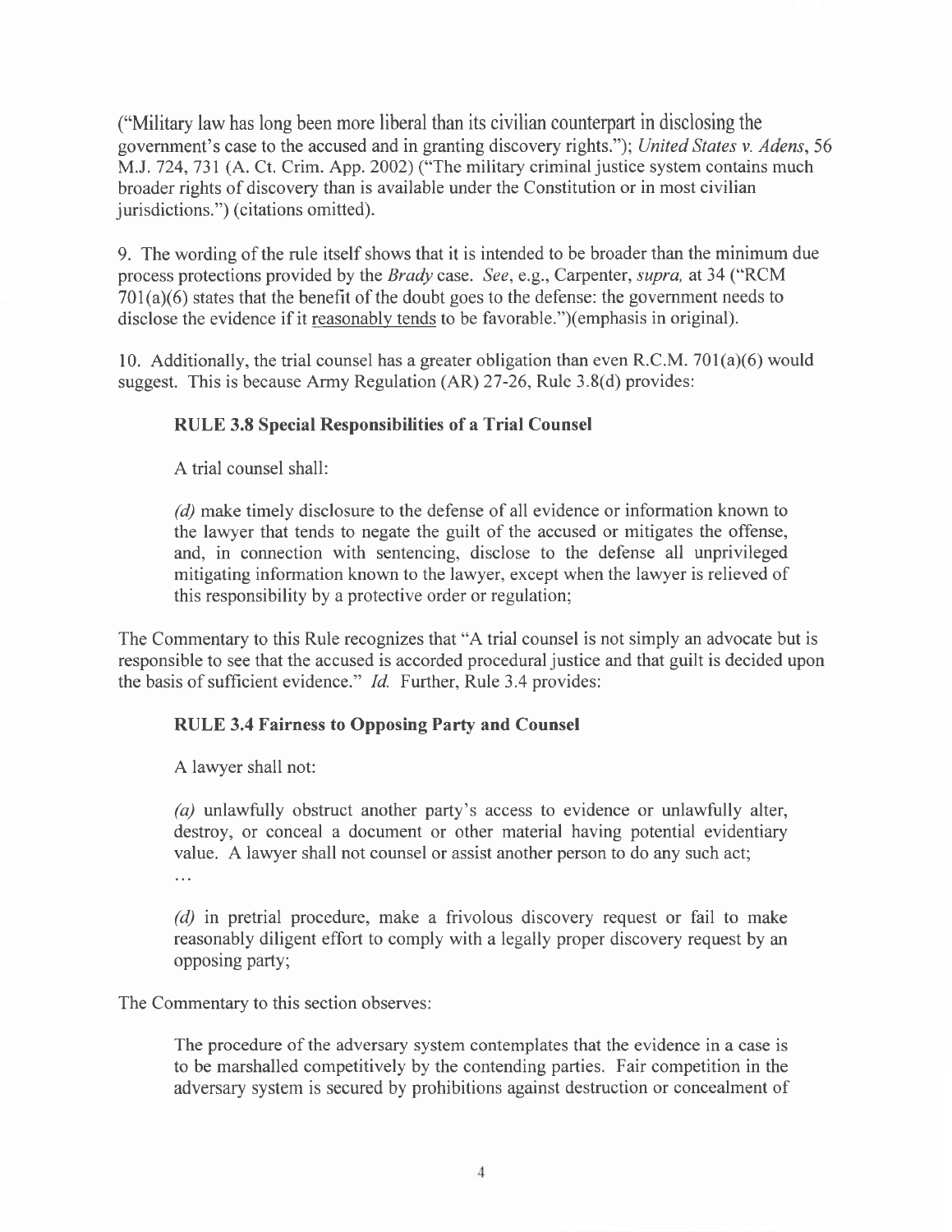("Military law has long been more liberal than its civilian counterpart in disclosing the government's case to the accused and in granting discovery rights."); *United States v. Adens*, 56 M.J. 724, 731 (A. Ct. Crim. App. 2002) ("The military criminal justice system contains much broader rights of discovery than is available under the Constitution or in most civilian jurisdictions.") (citations omitted).

9. The wording of the rule itself shows that it is intended to be broader than the minimum due process protections provided by the *Brady* case. *See*, e.g., Carpenter, *supra*, at 34 ("RCM 701(a)(6) states that the benefit of the doubt goes to the defense: the government needs to disclose the evidence if it <u>reasonably tends</u> to be favorable.")(emphasis in original).

10. Additionally, the trial counsel has a greater obligation than even R.C.M. 701(a)(6) would suggest. This is because Army Regulation (AR) 27-26, Rule 3.8(d) provides:

> **RULE 3.8 Special Responsibilities of a Trial Counsel**
>
> A trial counsel shall:
>
> *(d)* make timely disclosure to the defense of all evidence or information known to the lawyer that tends to negate the guilt of the accused or mitigates the offense, and, in connection with sentencing, disclose to the defense all unprivileged mitigating information known to the lawyer, except when the lawyer is relieved of this responsibility by a protective order or regulation;

The Commentary to this Rule recognizes that "A trial counsel is not simply an advocate but is responsible to see that the accused is accorded procedural justice and that guilt is decided upon the basis of sufficient evidence." *Id.* Further, Rule 3.4 provides:

> **RULE 3.4 Fairness to Opposing Party and Counsel**
>
> A lawyer shall not:
>
> *(a)* unlawfully obstruct another party's access to evidence or unlawfully alter, destroy, or conceal a document or other material having potential evidentiary value. A lawyer shall not counsel or assist another person to do any such act;
>
> ...
>
> *(d)* in pretrial procedure, make a frivolous discovery request or fail to make reasonably diligent effort to comply with a legally proper discovery request by an opposing party;

The Commentary to this section observes:

> The procedure of the adversary system contemplates that the evidence in a case is to be marshalled competitively by the contending parties. Fair competition in the adversary system is secured by prohibitions against destruction or concealment of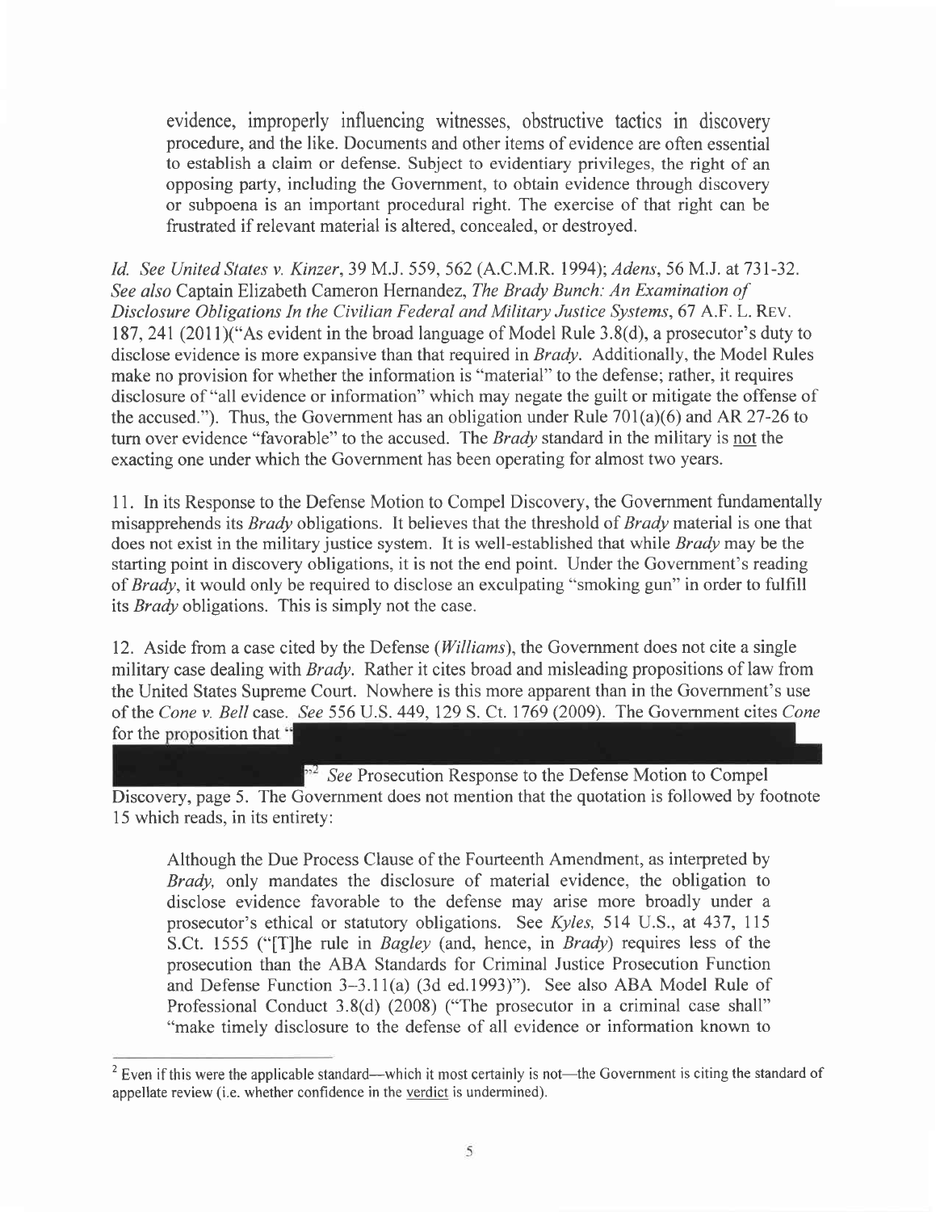evidence, improperly influencing witnesses, obstructive tactics in discovery procedure, and the like. Documents and other items of evidence are often essential to establish a claim or defense. Subject to evidentiary privileges, the right of an opposing party, including the Government, to obtain evidence through discovery or subpoena is an important procedural right. The exercise of that right can be frustrated if relevant material is altered, concealed, or destroyed.

*Id. See United States v. Kinzer*, 39 M.J. 559, 562 (A.C.M.R. 1994); *Adens*, 56 M.J. at 731-32. *See also* Captain Elizabeth Cameron Hernandez, *The Brady Bunch: An Examination of Disclosure Obligations In the Civilian Federal and Military Justice Systems*, 67 A.F. L. REV. 187, 241 (2011)("As evident in the broad language of Model Rule 3.8(d), a prosecutor's duty to disclose evidence is more expansive than that required in *Brady*. Additionally, the Model Rules make no provision for whether the information is "material" to the defense; rather, it requires disclosure of "all evidence or information" which may negate the guilt or mitigate the offense of the accused."). Thus, the Government has an obligation under Rule 701(a)(6) and AR 27-26 to turn over evidence "favorable" to the accused. The *Brady* standard in the military is not the exacting one under which the Government has been operating for almost two years.

11. In its Response to the Defense Motion to Compel Discovery, the Government fundamentally misapprehends its *Brady* obligations. It believes that the threshold of *Brady* material is one that does not exist in the military justice system. It is well-established that while *Brady* may be the starting point in discovery obligations, it is not the end point. Under the Government's reading of *Brady*, it would only be required to disclose an exculpating "smoking gun" in order to fulfill its *Brady* obligations. This is simply not the case.

12. Aside from a case cited by the Defense (*Williams*), the Government does not cite a single military case dealing with *Brady*. Rather it cites broad and misleading propositions of law from the United States Supreme Court. Nowhere is this more apparent than in the Government's use of the *Cone v. Bell* case. *See* 556 U.S. 449, 129 S. Ct. 1769 (2009). The Government cites *Cone* for the proposition that "[REDACTED]"[2] *See* Prosecution Response to the Defense Motion to Compel Discovery, page 5. The Government does not mention that the quotation is followed by footnote 15 which reads, in its entirety:

Although the Due Process Clause of the Fourteenth Amendment, as interpreted by *Brady*, only mandates the disclosure of material evidence, the obligation to disclose evidence favorable to the defense may arise more broadly under a prosecutor's ethical or statutory obligations. See *Kyles*, 514 U.S., at 437, 115 S.Ct. 1555 ("[T]he rule in *Bagley* (and, hence, in *Brady*) requires less of the prosecution than the ABA Standards for Criminal Justice Prosecution Function and Defense Function 3–3.11(a) (3d ed.1993)"). See also ABA Model Rule of Professional Conduct 3.8(d) (2008) ("The prosecutor in a criminal case shall" "make timely disclosure to the defense of all evidence or information known to

[2] Even if this were the applicable standard—which it most certainly is not—the Government is citing the standard of appellate review (i.e. whether confidence in the verdict is undermined).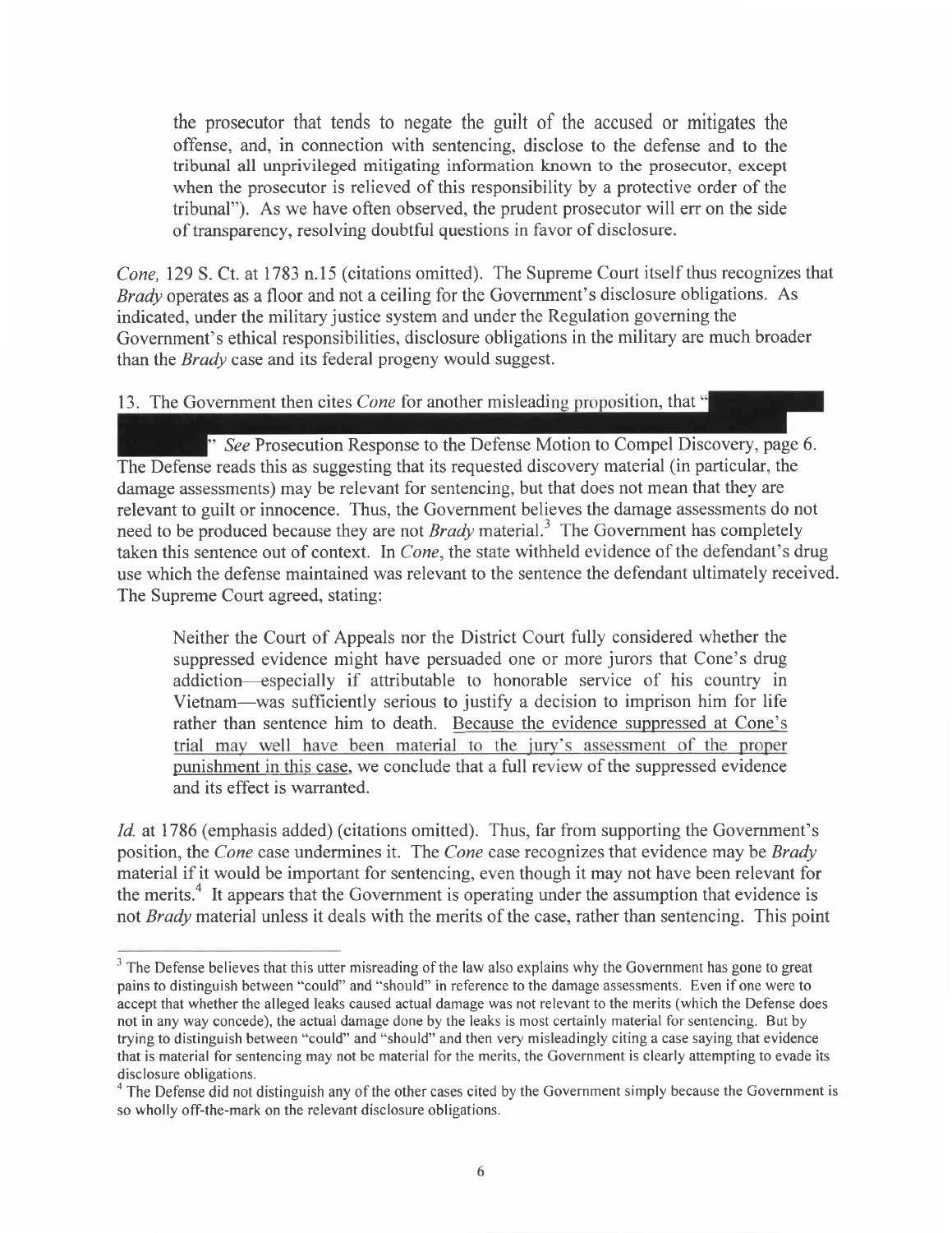> the prosecutor that tends to negate the guilt of the accused or mitigates the offense, and, in connection with sentencing, disclose to the defense and to the tribunal all unprivileged mitigating information known to the prosecutor, except when the prosecutor is relieved of this responsibility by a protective order of the tribunal"). As we have often observed, the prudent prosecutor will err on the side of transparency, resolving doubtful questions in favor of disclosure.

*Cone,* 129 S. Ct. at 1783 n.15 (citations omitted). The Supreme Court itself thus recognizes that *Brady* operates as a floor and not a ceiling for the Government's disclosure obligations. As indicated, under the military justice system and under the Regulation governing the Government's ethical responsibilities, disclosure obligations in the military are much broader than the *Brady* case and its federal progeny would suggest.

13. The Government then cites *Cone* for another misleading proposition, that "[REDACTED]" *See* Prosecution Response to the Defense Motion to Compel Discovery, page 6. The Defense reads this as suggesting that its requested discovery material (in particular, the damage assessments) may be relevant for sentencing, but that does not mean that they are relevant to guilt or innocence. Thus, the Government believes the damage assessments do not need to be produced because they are not *Brady* material.[3] The Government has completely taken this sentence out of context. In *Cone*, the state withheld evidence of the defendant's drug use which the defense maintained was relevant to the sentence the defendant ultimately received. The Supreme Court agreed, stating:

> Neither the Court of Appeals nor the District Court fully considered whether the suppressed evidence might have persuaded one or more jurors that Cone's drug addiction—especially if attributable to honorable service of his country in Vietnam—was sufficiently serious to justify a decision to imprison him for life rather than sentence him to death. <u>Because the evidence suppressed at Cone's trial may well have been material to the jury's assessment of the proper punishment in this case,</u> we conclude that a full review of the suppressed evidence and its effect is warranted.

*Id.* at 1786 (emphasis added) (citations omitted). Thus, far from supporting the Government's position, the *Cone* case undermines it. The *Cone* case recognizes that evidence may be *Brady* material if it would be important for sentencing, even though it may not have been relevant for the merits.[4] It appears that the Government is operating under the assumption that evidence is not *Brady* material unless it deals with the merits of the case, rather than sentencing. This point

---

[3] The Defense believes that this utter misreading of the law also explains why the Government has gone to great pains to distinguish between "could" and "should" in reference to the damage assessments. Even if one were to accept that whether the alleged leaks caused actual damage was not relevant to the merits (which the Defense does not in any way concede), the actual damage done by the leaks is most certainly material for sentencing. But by trying to distinguish between "could" and "should" and then very misleadingly citing a case saying that evidence that is material for sentencing may not be material for the merits, the Government is clearly attempting to evade its disclosure obligations.

[4] The Defense did not distinguish any of the other cases cited by the Government simply because the Government is so wholly off-the-mark on the relevant disclosure obligations.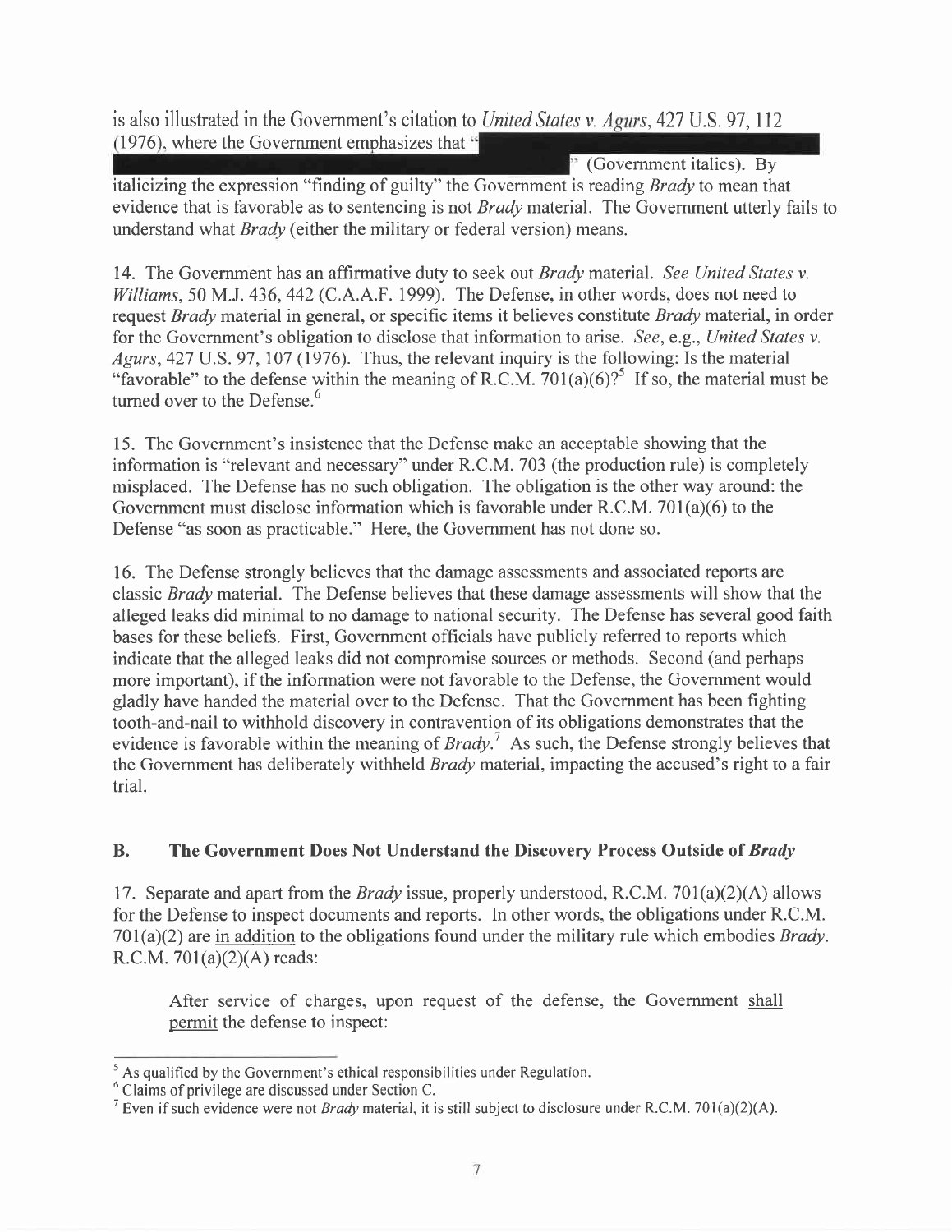is also illustrated in the Government's citation to *United States v. Agurs*, 427 U.S. 97, 112 (1976), where the Government emphasizes that "█████████████████████████████████" (Government italics). By italicizing the expression "finding of guilty" the Government is reading *Brady* to mean that evidence that is favorable as to sentencing is not *Brady* material. The Government utterly fails to understand what *Brady* (either the military or federal version) means.

14. The Government has an affirmative duty to seek out *Brady* material. *See United States v. Williams*, 50 M.J. 436, 442 (C.A.A.F. 1999). The Defense, in other words, does not need to request *Brady* material in general, or specific items it believes constitute *Brady* material, in order for the Government's obligation to disclose that information to arise. *See, e.g., United States v. Agurs*, 427 U.S. 97, 107 (1976). Thus, the relevant inquiry is the following: Is the material "favorable" to the defense within the meaning of R.C.M. 701(a)(6)?[5] If so, the material must be turned over to the Defense.[6]

15. The Government's insistence that the Defense make an acceptable showing that the information is "relevant and necessary" under R.C.M. 703 (the production rule) is completely misplaced. The Defense has no such obligation. The obligation is the other way around: the Government must disclose information which is favorable under R.C.M. 701(a)(6) to the Defense "as soon as practicable." Here, the Government has not done so.

16. The Defense strongly believes that the damage assessments and associated reports are classic *Brady* material. The Defense believes that these damage assessments will show that the alleged leaks did minimal to no damage to national security. The Defense has several good faith bases for these beliefs. First, Government officials have publicly referred to reports which indicate that the alleged leaks did not compromise sources or methods. Second (and perhaps more important), if the information were not favorable to the Defense, the Government would gladly have handed the material over to the Defense. That the Government has been fighting tooth-and-nail to withhold discovery in contravention of its obligations demonstrates that the evidence is favorable within the meaning of *Brady*.[7] As such, the Defense strongly believes that the Government has deliberately withheld *Brady* material, impacting the accused's right to a fair trial.

## B. The Government Does Not Understand the Discovery Process Outside of *Brady*

17. Separate and apart from the *Brady* issue, properly understood, R.C.M. 701(a)(2)(A) allows for the Defense to inspect documents and reports. In other words, the obligations under R.C.M. 701(a)(2) are <u>in addition</u> to the obligations found under the military rule which embodies *Brady*. R.C.M. 701(a)(2)(A) reads:

> After service of charges, upon request of the defense, the Government <u>shall permit</u> the defense to inspect:

---

[5] As qualified by the Government's ethical responsibilities under Regulation.

[6] Claims of privilege are discussed under Section C.

[7] Even if such evidence were not *Brady* material, it is still subject to disclosure under R.C.M. 701(a)(2)(A).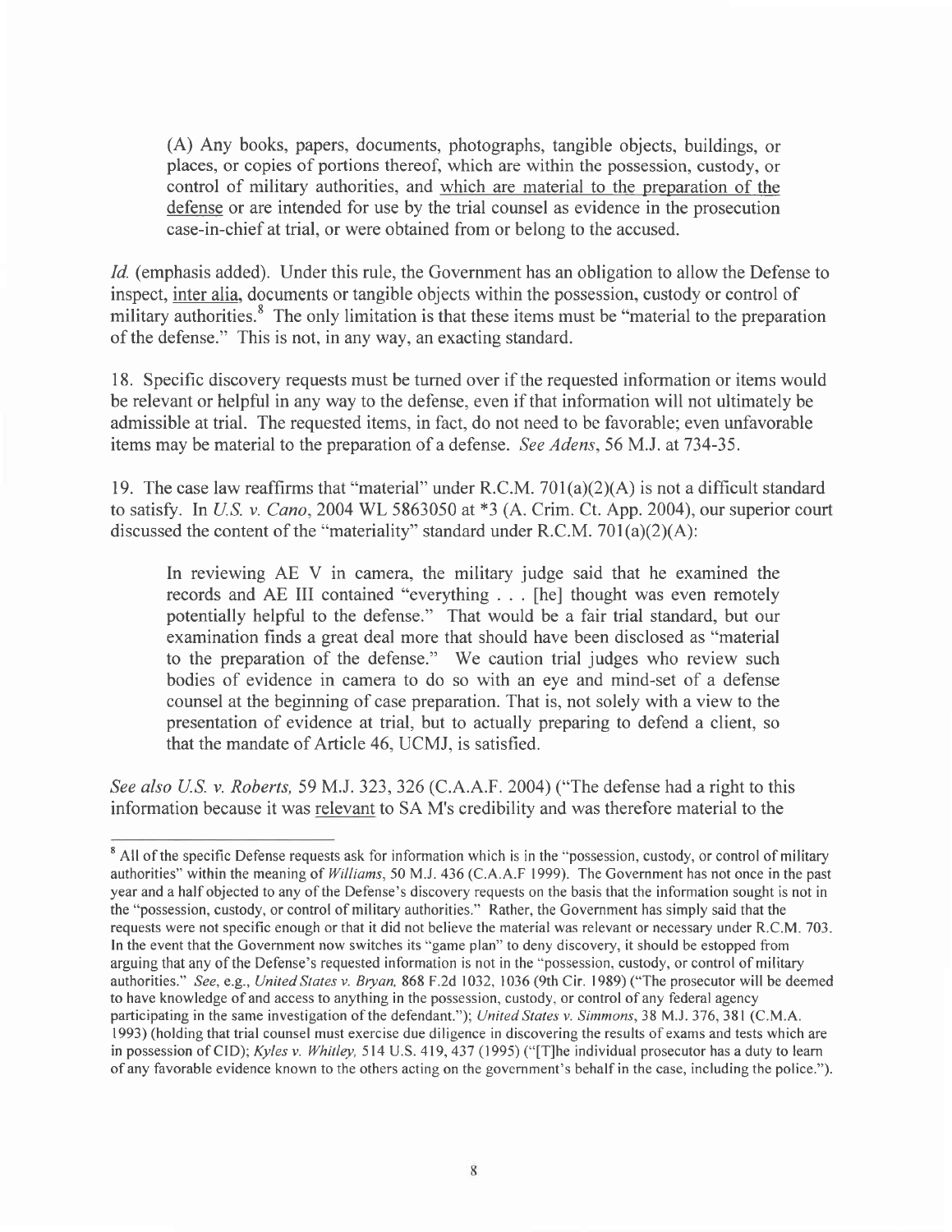(A) Any books, papers, documents, photographs, tangible objects, buildings, or places, or copies of portions thereof, which are within the possession, custody, or control of military authorities, and which are material to the preparation of the defense or are intended for use by the trial counsel as evidence in the prosecution case-in-chief at trial, or were obtained from or belong to the accused.

*Id.* (emphasis added). Under this rule, the Government has an obligation to allow the Defense to inspect, inter alia, documents or tangible objects within the possession, custody or control of military authorities.[8] The only limitation is that these items must be "material to the preparation of the defense." This is not, in any way, an exacting standard.

18. Specific discovery requests must be turned over if the requested information or items would be relevant or helpful in any way to the defense, even if that information will not ultimately be admissible at trial. The requested items, in fact, do not need to be favorable; even unfavorable items may be material to the preparation of a defense. *See Adens*, 56 M.J. at 734-35.

19. The case law reaffirms that "material" under R.C.M. 701(a)(2)(A) is not a difficult standard to satisfy. In *U.S. v. Cano*, 2004 WL 5863050 at *3 (A. Crim. Ct. App. 2004), our superior court discussed the content of the "materiality" standard under R.C.M. 701(a)(2)(A):

> In reviewing AE V in camera, the military judge said that he examined the records and AE III contained "everything . . . [he] thought was even remotely potentially helpful to the defense." That would be a fair trial standard, but our examination finds a great deal more that should have been disclosed as "material to the preparation of the defense." We caution trial judges who review such bodies of evidence in camera to do so with an eye and mind-set of a defense counsel at the beginning of case preparation. That is, not solely with a view to the presentation of evidence at trial, but to actually preparing to defend a client, so that the mandate of Article 46, UCMJ, is satisfied.

*See also U.S. v. Roberts*, 59 M.J. 323, 326 (C.A.A.F. 2004) ("The defense had a right to this information because it was relevant to SA M's credibility and was therefore material to the

---

[8] All of the specific Defense requests ask for information which is in the "possession, custody, or control of military authorities" within the meaning of *Williams*, 50 M.J. 436 (C.A.A.F 1999). The Government has not once in the past year and a half objected to any of the Defense's discovery requests on the basis that the information sought is not in the "possession, custody, or control of military authorities." Rather, the Government has simply said that the requests were not specific enough or that it did not believe the material was relevant or necessary under R.C.M. 703. In the event that the Government now switches its "game plan" to deny discovery, it should be estopped from arguing that any of the Defense's requested information is not in the "possession, custody, or control of military authorities." *See*, e.g., *United States v. Bryan*, 868 F.2d 1032, 1036 (9th Cir. 1989) ("The prosecutor will be deemed to have knowledge of and access to anything in the possession, custody, or control of any federal agency participating in the same investigation of the defendant."); *United States v. Simmons*, 38 M.J. 376, 381 (C.M.A. 1993) (holding that trial counsel must exercise due diligence in discovering the results of exams and tests which are in possession of CID); *Kyles v. Whitley*, 514 U.S. 419, 437 (1995) ("[T]he individual prosecutor has a duty to learn of any favorable evidence known to the others acting on the government's behalf in the case, including the police.").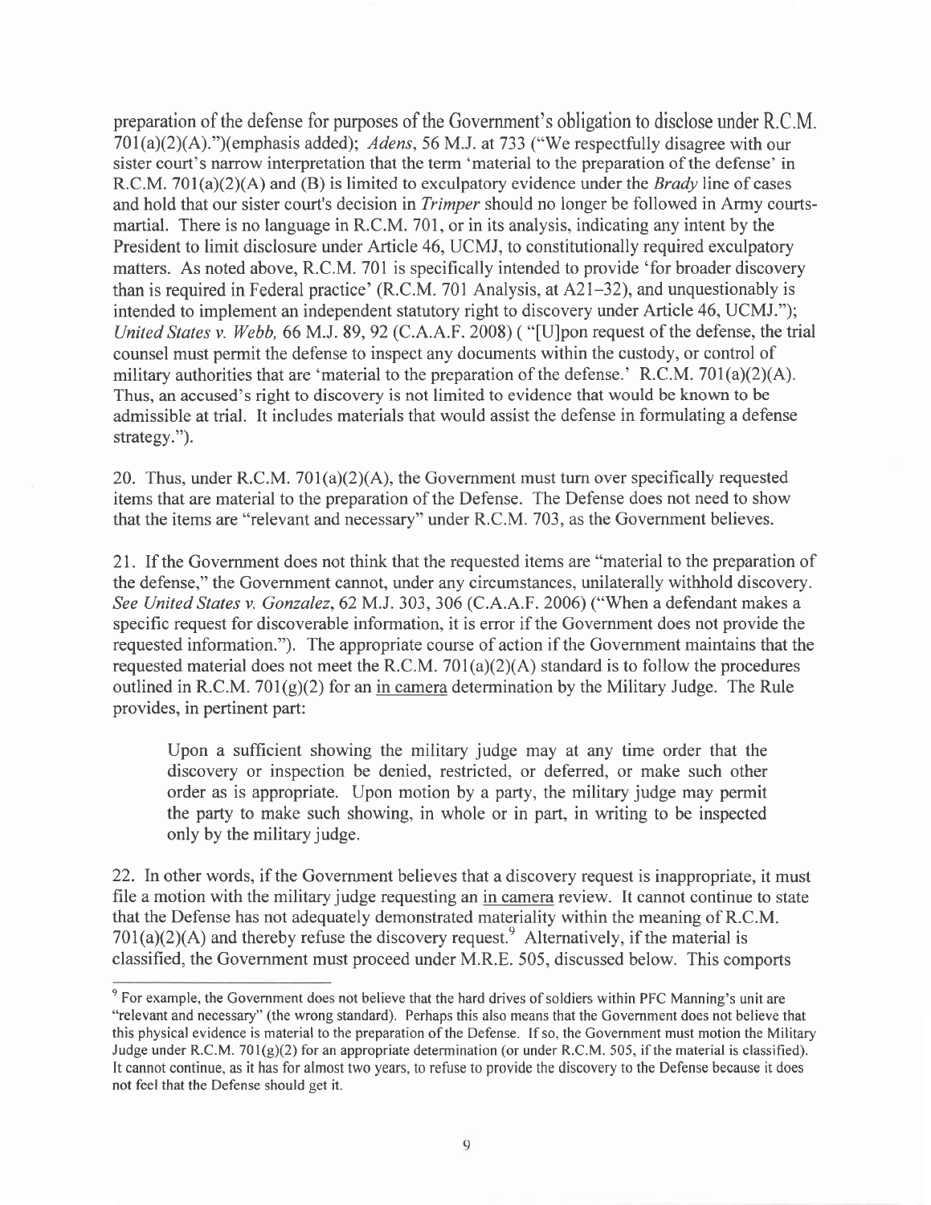preparation of the defense for purposes of the Government's obligation to disclose under R.C.M. 701(a)(2)(A).")(emphasis added); *Adens*, 56 M.J. at 733 ("We respectfully disagree with our sister court's narrow interpretation that the term 'material to the preparation of the defense' in R.C.M. 701(a)(2)(A) and (B) is limited to exculpatory evidence under the *Brady* line of cases and hold that our sister court's decision in *Trimper* should no longer be followed in Army courts-martial. There is no language in R.C.M. 701, or in its analysis, indicating any intent by the President to limit disclosure under Article 46, UCMJ, to constitutionally required exculpatory matters. As noted above, R.C.M. 701 is specifically intended to provide 'for broader discovery than is required in Federal practice' (R.C.M. 701 Analysis, at A21–32), and unquestionably is intended to implement an independent statutory right to discovery under Article 46, UCMJ."); *United States v. Webb*, 66 M.J. 89, 92 (C.A.A.F. 2008) ( "[U]pon request of the defense, the trial counsel must permit the defense to inspect any documents within the custody, or control of military authorities that are 'material to the preparation of the defense.' R.C.M. 701(a)(2)(A). Thus, an accused's right to discovery is not limited to evidence that would be known to be admissible at trial. It includes materials that would assist the defense in formulating a defense strategy.").

20. Thus, under R.C.M. 701(a)(2)(A), the Government must turn over specifically requested items that are material to the preparation of the Defense. The Defense does not need to show that the items are "relevant and necessary" under R.C.M. 703, as the Government believes.

21. If the Government does not think that the requested items are "material to the preparation of the defense," the Government cannot, under any circumstances, unilaterally withhold discovery. *See United States v. Gonzalez*, 62 M.J. 303, 306 (C.A.A.F. 2006) ("When a defendant makes a specific request for discoverable information, it is error if the Government does not provide the requested information."). The appropriate course of action if the Government maintains that the requested material does not meet the R.C.M. 701(a)(2)(A) standard is to follow the procedures outlined in R.C.M. 701(g)(2) for an <u>in camera</u> determination by the Military Judge. The Rule provides, in pertinent part:

> Upon a sufficient showing the military judge may at any time order that the discovery or inspection be denied, restricted, or deferred, or make such other order as is appropriate. Upon motion by a party, the military judge may permit the party to make such showing, in whole or in part, in writing to be inspected only by the military judge.

22. In other words, if the Government believes that a discovery request is inappropriate, it must file a motion with the military judge requesting an <u>in camera</u> review. It cannot continue to state that the Defense has not adequately demonstrated materiality within the meaning of R.C.M. 701(a)(2)(A) and thereby refuse the discovery request.[9] Alternatively, if the material is classified, the Government must proceed under M.R.E. 505, discussed below. This comports

[9] For example, the Government does not believe that the hard drives of soldiers within PFC Manning's unit are "relevant and necessary" (the wrong standard). Perhaps this also means that the Government does not believe that this physical evidence is material to the preparation of the Defense. If so, the Government must motion the Military Judge under R.C.M. 701(g)(2) for an appropriate determination (or under R.C.M. 505, if the material is classified). It cannot continue, as it has for almost two years, to refuse to provide the discovery to the Defense because it does not feel that the Defense should get it.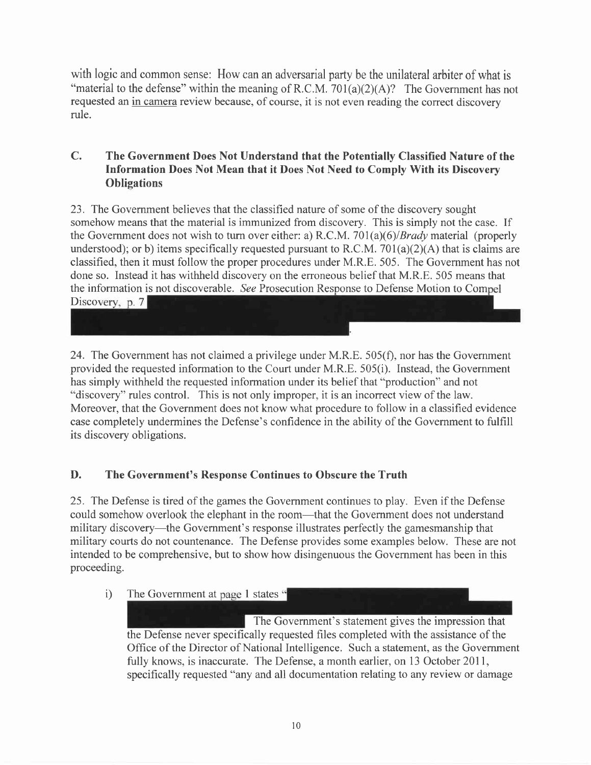with logic and common sense: How can an adversarial party be the unilateral arbiter of what is "material to the defense" within the meaning of R.C.M. 701(a)(2)(A)? The Government has not requested an in camera review because, of course, it is not even reading the correct discovery rule.

### C. The Government Does Not Understand that the Potentially Classified Nature of the Information Does Not Mean that it Does Not Need to Comply With its Discovery Obligations

23. The Government believes that the classified nature of some of the discovery sought somehow means that the material is immunized from discovery. This is simply not the case. If the Government does not wish to turn over either: a) R.C.M. 701(a)(6)/*Brady* material (properly understood); or b) items specifically requested pursuant to R.C.M. 701(a)(2)(A) that is claims are classified, then it must follow the proper procedures under M.R.E. 505. The Government has not done so. Instead it has withheld discovery on the erroneous belief that M.R.E. 505 means that the information is not discoverable. *See* Prosecution Response to Defense Motion to Compel Discovery, p. 7 [REDACTED].

24. The Government has not claimed a privilege under M.R.E. 505(f), nor has the Government provided the requested information to the Court under M.R.E. 505(i). Instead, the Government has simply withheld the requested information under its belief that "production" and not "discovery" rules control. This is not only improper, it is an incorrect view of the law. Moreover, that the Government does not know what procedure to follow in a classified evidence case completely undermines the Defense's confidence in the ability of the Government to fulfill its discovery obligations.

### D. The Government's Response Continues to Obscure the Truth

25. The Defense is tired of the games the Government continues to play. Even if the Defense could somehow overlook the elephant in the room—that the Government does not understand military discovery—the Government's response illustrates perfectly the gamesmanship that military courts do not countenance. The Defense provides some examples below. These are not intended to be comprehensive, but to show how disingenuous the Government has been in this proceeding.

i) The Government at page 1 states "[REDACTED] The Government's statement gives the impression that the Defense never specifically requested files completed with the assistance of the Office of the Director of National Intelligence. Such a statement, as the Government fully knows, is inaccurate. The Defense, a month earlier, on 13 October 2011, specifically requested "any and all documentation relating to any review or damage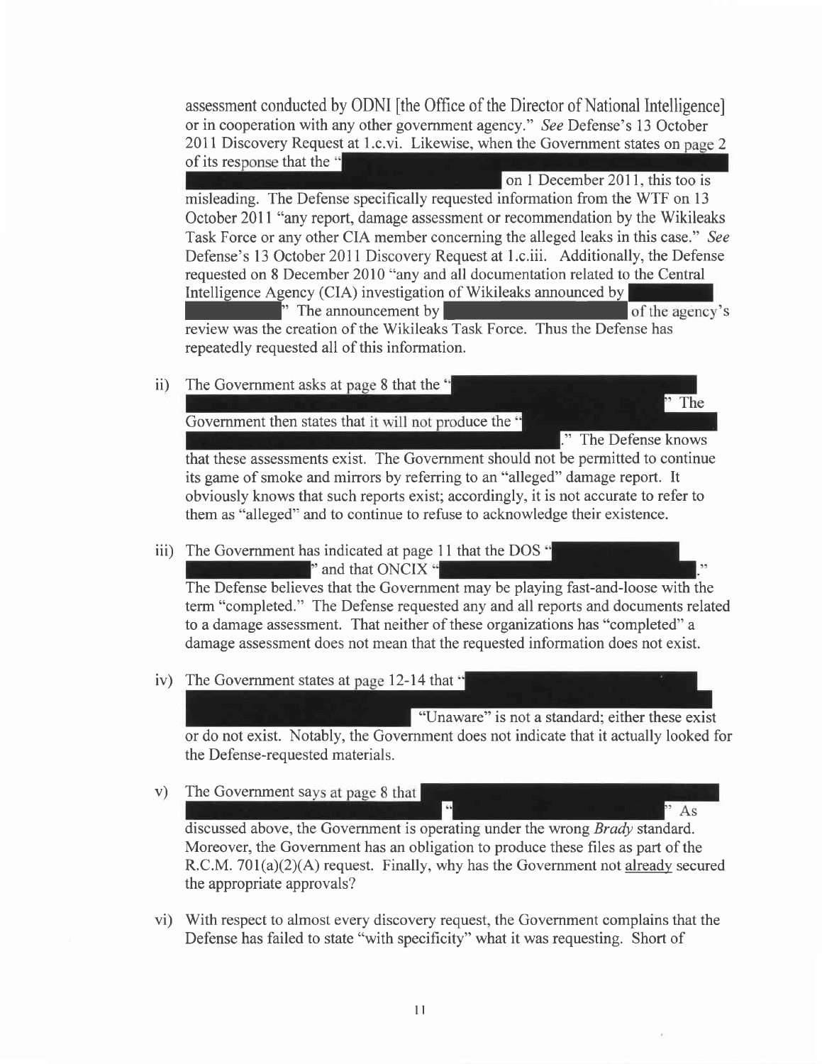assessment conducted by ODNI [the Office of the Director of National Intelligence] or in cooperation with any other government agency." *See* Defense's 13 October 2011 Discovery Request at 1.c.vi. Likewise, when the Government states on page 2 of its response that the "[REDACTED] on 1 December 2011, this too is misleading. The Defense specifically requested information from the WTF on 13 October 2011 "any report, damage assessment or recommendation by the Wikileaks Task Force or any other CIA member concerning the alleged leaks in this case." *See* Defense's 13 October 2011 Discovery Request at 1.c.iii. Additionally, the Defense requested on 8 December 2010 "any and all documentation related to the Central Intelligence Agency (CIA) investigation of Wikileaks announced by [REDACTED]." The announcement by [REDACTED] of the agency's review was the creation of the Wikileaks Task Force. Thus the Defense has repeatedly requested all of this information.

ii) The Government asks at page 8 that the "[REDACTED]" The Government then states that it will not produce the "[REDACTED]." The Defense knows that these assessments exist. The Government should not be permitted to continue its game of smoke and mirrors by referring to an "alleged" damage report. It obviously knows that such reports exist; accordingly, it is not accurate to refer to them as "alleged" and to continue to refuse to acknowledge their existence.

iii) The Government has indicated at page 11 that the DOS "[REDACTED]" and that ONCIX "[REDACTED]." The Defense believes that the Government may be playing fast-and-loose with the term "completed." The Defense requested any and all reports and documents related to a damage assessment. That neither of these organizations has "completed" a damage assessment does not mean that the requested information does not exist.

iv) The Government states at page 12-14 that "[REDACTED] "Unaware" is not a standard; either these exist or do not exist. Notably, the Government does not indicate that it actually looked for the Defense-requested materials.

v) The Government says at page 8 that [REDACTED] "[REDACTED]" As discussed above, the Government is operating under the wrong *Brady* standard. Moreover, the Government has an obligation to produce these files as part of the R.C.M. 701(a)(2)(A) request. Finally, why has the Government not already secured the appropriate approvals?

vi) With respect to almost every discovery request, the Government complains that the Defense has failed to state "with specificity" what it was requesting. Short of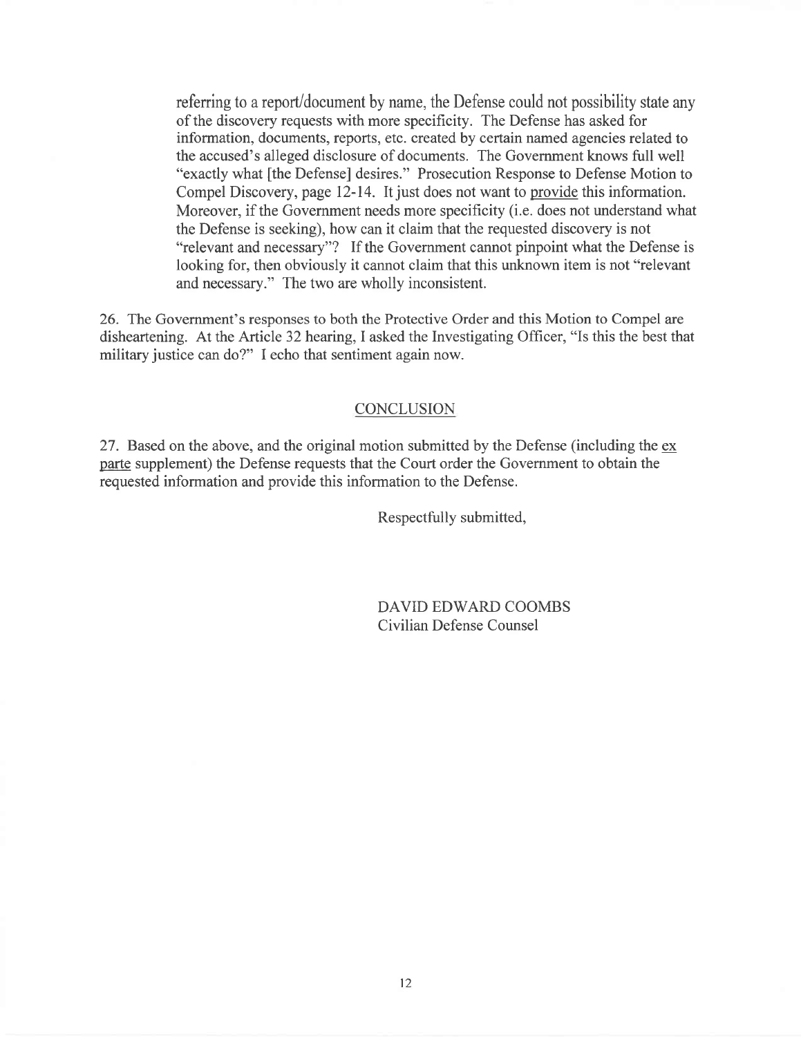referring to a report/document by name, the Defense could not possibility state any of the discovery requests with more specificity. The Defense has asked for information, documents, reports, etc. created by certain named agencies related to the accused's alleged disclosure of documents. The Government knows full well "exactly what [the Defense] desires." Prosecution Response to Defense Motion to Compel Discovery, page 12-14. It just does not want to provide this information. Moreover, if the Government needs more specificity (i.e. does not understand what the Defense is seeking), how can it claim that the requested discovery is not "relevant and necessary"? If the Government cannot pinpoint what the Defense is looking for, then obviously it cannot claim that this unknown item is not "relevant and necessary." The two are wholly inconsistent.

26. The Government's responses to both the Protective Order and this Motion to Compel are disheartening. At the Article 32 hearing, I asked the Investigating Officer, "Is this the best that military justice can do?" I echo that sentiment again now.

## CONCLUSION

27. Based on the above, and the original motion submitted by the Defense (including the ex parte supplement) the Defense requests that the Court order the Government to obtain the requested information and provide this information to the Defense.

Respectfully submitted,

DAVID EDWARD COOMBS
Civilian Defense Counsel